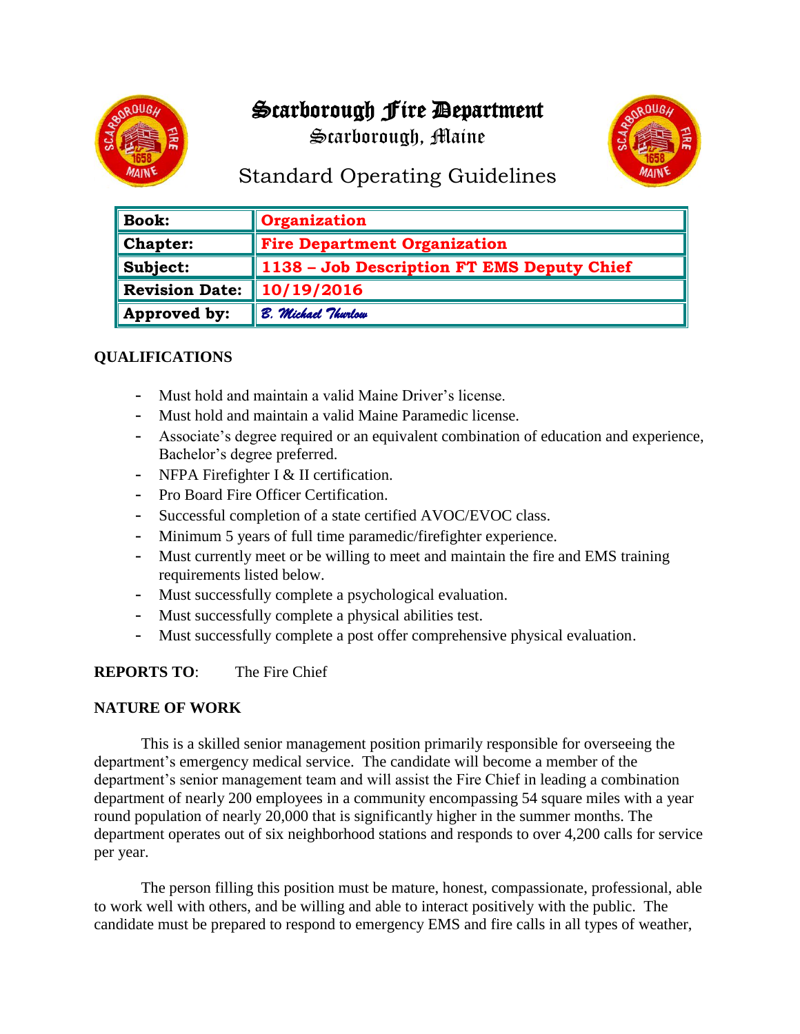# Scarborough Fire Department

## Scarborough, Maine

## Standard Operating Guidelines

| | |
|---|---|
| **Book:** | **Organization** |
| **Chapter:** | **Fire Department Organization** |
| **Subject:** | **1138 – Job Description FT EMS Deputy Chief** |
| **Revision Date:** | **10/19/2016** |
| **Approved by:** | *B. Michael Thurlow* |

**QUALIFICATIONS**

- Must hold and maintain a valid Maine Driver's license.
- Must hold and maintain a valid Maine Paramedic license.
- Associate's degree required or an equivalent combination of education and experience, Bachelor's degree preferred.
- NFPA Firefighter I & II certification.
- Pro Board Fire Officer Certification.
- Successful completion of a state certified AVOC/EVOC class.
- Minimum 5 years of full time paramedic/firefighter experience.
- Must currently meet or be willing to meet and maintain the fire and EMS training requirements listed below.
- Must successfully complete a psychological evaluation.
- Must successfully complete a physical abilities test.
- Must successfully complete a post offer comprehensive physical evaluation.

**REPORTS TO**: The Fire Chief

**NATURE OF WORK**

This is a skilled senior management position primarily responsible for overseeing the department's emergency medical service. The candidate will become a member of the department's senior management team and will assist the Fire Chief in leading a combination department of nearly 200 employees in a community encompassing 54 square miles with a year round population of nearly 20,000 that is significantly higher in the summer months. The department operates out of six neighborhood stations and responds to over 4,200 calls for service per year.

The person filling this position must be mature, honest, compassionate, professional, able to work well with others, and be willing and able to interact positively with the public. The candidate must be prepared to respond to emergency EMS and fire calls in all types of weather,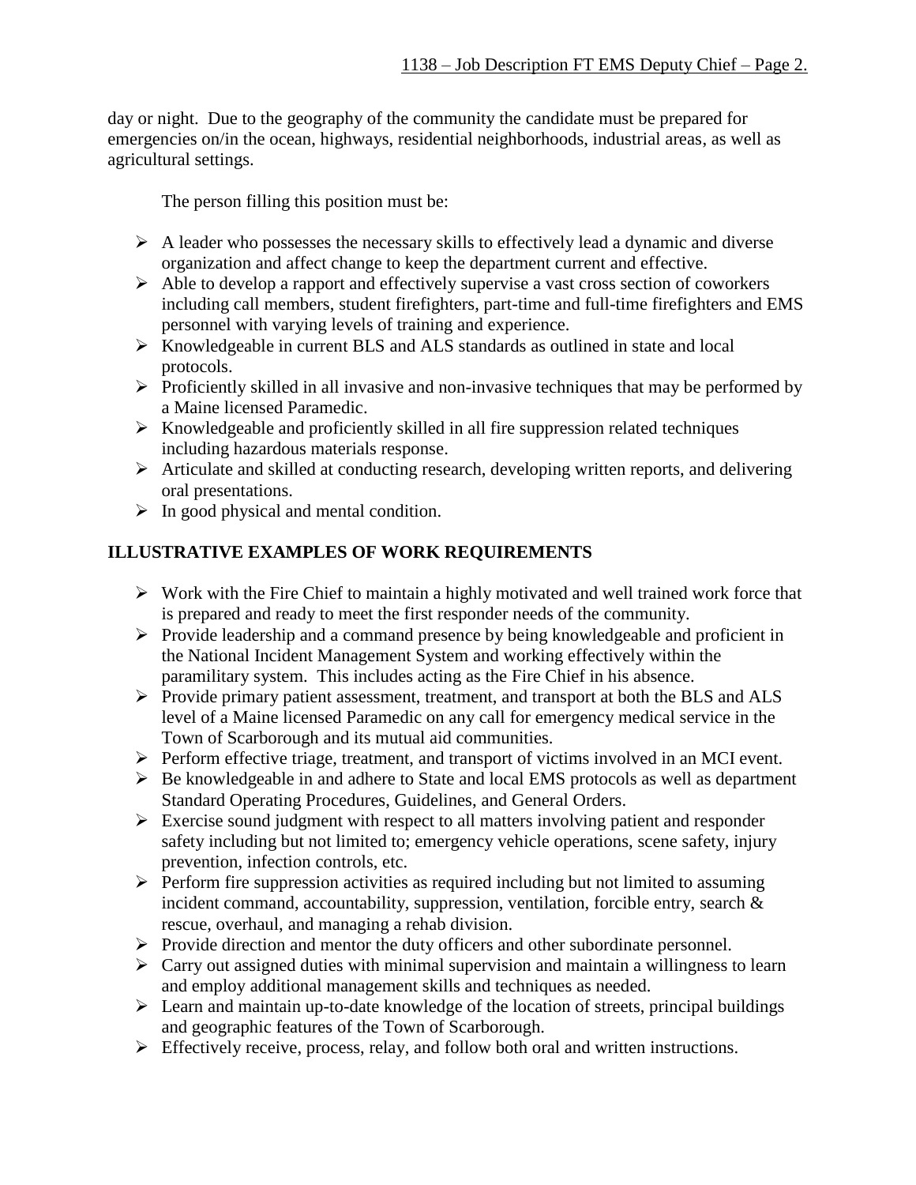day or night. Due to the geography of the community the candidate must be prepared for emergencies on/in the ocean, highways, residential neighborhoods, industrial areas, as well as agricultural settings.

The person filling this position must be:

- A leader who possesses the necessary skills to effectively lead a dynamic and diverse organization and affect change to keep the department current and effective.
- Able to develop a rapport and effectively supervise a vast cross section of coworkers including call members, student firefighters, part-time and full-time firefighters and EMS personnel with varying levels of training and experience.
- Knowledgeable in current BLS and ALS standards as outlined in state and local protocols.
- Proficiently skilled in all invasive and non-invasive techniques that may be performed by a Maine licensed Paramedic.
- Knowledgeable and proficiently skilled in all fire suppression related techniques including hazardous materials response.
- Articulate and skilled at conducting research, developing written reports, and delivering oral presentations.
- In good physical and mental condition.

## ILLUSTRATIVE EXAMPLES OF WORK REQUIREMENTS

- Work with the Fire Chief to maintain a highly motivated and well trained work force that is prepared and ready to meet the first responder needs of the community.
- Provide leadership and a command presence by being knowledgeable and proficient in the National Incident Management System and working effectively within the paramilitary system. This includes acting as the Fire Chief in his absence.
- Provide primary patient assessment, treatment, and transport at both the BLS and ALS level of a Maine licensed Paramedic on any call for emergency medical service in the Town of Scarborough and its mutual aid communities.
- Perform effective triage, treatment, and transport of victims involved in an MCI event.
- Be knowledgeable in and adhere to State and local EMS protocols as well as department Standard Operating Procedures, Guidelines, and General Orders.
- Exercise sound judgment with respect to all matters involving patient and responder safety including but not limited to; emergency vehicle operations, scene safety, injury prevention, infection controls, etc.
- Perform fire suppression activities as required including but not limited to assuming incident command, accountability, suppression, ventilation, forcible entry, search & rescue, overhaul, and managing a rehab division.
- Provide direction and mentor the duty officers and other subordinate personnel.
- Carry out assigned duties with minimal supervision and maintain a willingness to learn and employ additional management skills and techniques as needed.
- Learn and maintain up-to-date knowledge of the location of streets, principal buildings and geographic features of the Town of Scarborough.
- Effectively receive, process, relay, and follow both oral and written instructions.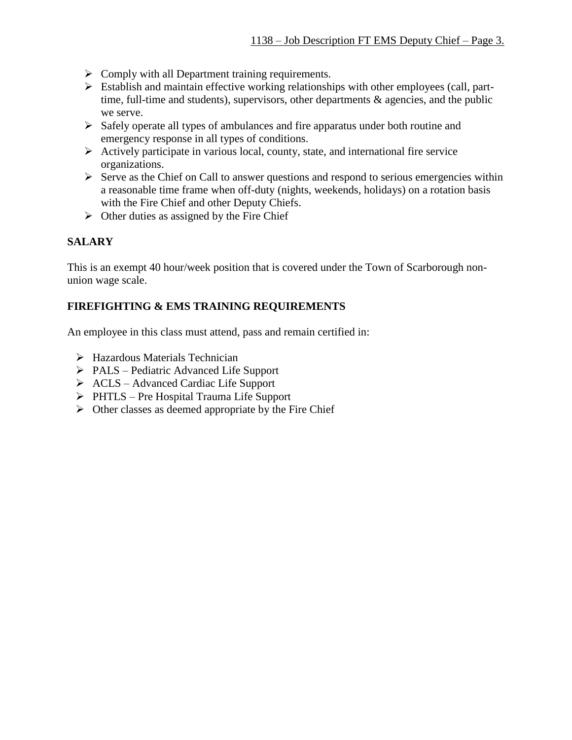- Comply with all Department training requirements.
- Establish and maintain effective working relationships with other employees (call, part-time, full-time and students), supervisors, other departments & agencies, and the public we serve.
- Safely operate all types of ambulances and fire apparatus under both routine and emergency response in all types of conditions.
- Actively participate in various local, county, state, and international fire service organizations.
- Serve as the Chief on Call to answer questions and respond to serious emergencies within a reasonable time frame when off-duty (nights, weekends, holidays) on a rotation basis with the Fire Chief and other Deputy Chiefs.
- Other duties as assigned by the Fire Chief

## SALARY

This is an exempt 40 hour/week position that is covered under the Town of Scarborough non-union wage scale.

## FIREFIGHTING & EMS TRAINING REQUIREMENTS

An employee in this class must attend, pass and remain certified in:

- Hazardous Materials Technician
- PALS – Pediatric Advanced Life Support
- ACLS – Advanced Cardiac Life Support
- PHTLS – Pre Hospital Trauma Life Support
- Other classes as deemed appropriate by the Fire Chief